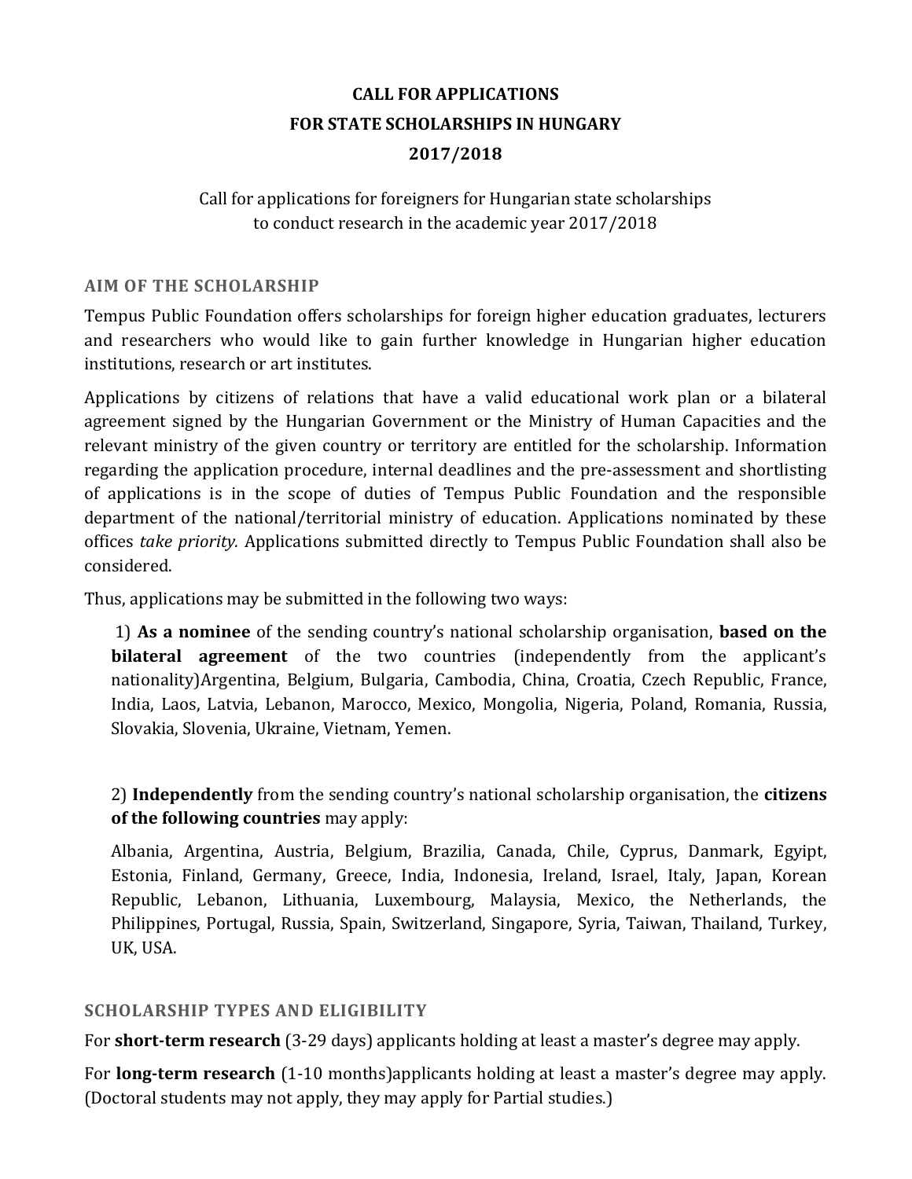# CALL FOR APPLICATIONS
# FOR STATE SCHOLARSHIPS IN HUNGARY
# 2017/2018

Call for applications for foreigners for Hungarian state scholarships to conduct research in the academic year 2017/2018

## AIM OF THE SCHOLARSHIP

Tempus Public Foundation offers scholarships for foreign higher education graduates, lecturers and researchers who would like to gain further knowledge in Hungarian higher education institutions, research or art institutes.

Applications by citizens of relations that have a valid educational work plan or a bilateral agreement signed by the Hungarian Government or the Ministry of Human Capacities and the relevant ministry of the given country or territory are entitled for the scholarship. Information regarding the application procedure, internal deadlines and the pre-assessment and shortlisting of applications is in the scope of duties of Tempus Public Foundation and the responsible department of the national/territorial ministry of education. Applications nominated by these offices *take priority.* Applications submitted directly to Tempus Public Foundation shall also be considered.

Thus, applications may be submitted in the following two ways:

1) **As a nominee** of the sending country's national scholarship organisation, **based on the bilateral agreement** of the two countries (independently from the applicant's nationality)Argentina, Belgium, Bulgaria, Cambodia, China, Croatia, Czech Republic, France, India, Laos, Latvia, Lebanon, Marocco, Mexico, Mongolia, Nigeria, Poland, Romania, Russia, Slovakia, Slovenia, Ukraine, Vietnam, Yemen.

2) **Independently** from the sending country's national scholarship organisation, the **citizens of the following countries** may apply:

Albania, Argentina, Austria, Belgium, Brazilia, Canada, Chile, Cyprus, Danmark, Egyipt, Estonia, Finland, Germany, Greece, India, Indonesia, Ireland, Israel, Italy, Japan, Korean Republic, Lebanon, Lithuania, Luxembourg, Malaysia, Mexico, the Netherlands, the Philippines, Portugal, Russia, Spain, Switzerland, Singapore, Syria, Taiwan, Thailand, Turkey, UK, USA.

## SCHOLARSHIP TYPES AND ELIGIBILITY

For **short-term research** (3-29 days) applicants holding at least a master's degree may apply.

For **long-term research** (1-10 months)applicants holding at least a master's degree may apply. (Doctoral students may not apply, they may apply for Partial studies.)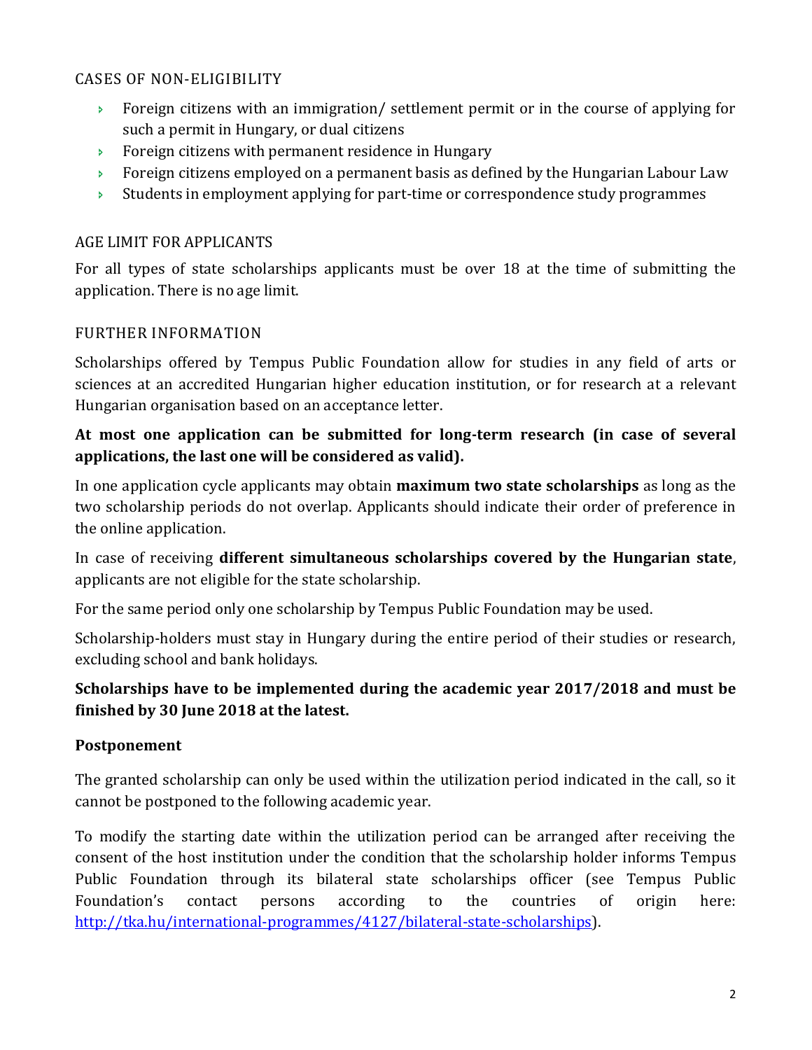## CASES OF NON-ELIGIBILITY

- Foreign citizens with an immigration/ settlement permit or in the course of applying for such a permit in Hungary, or dual citizens
- Foreign citizens with permanent residence in Hungary
- Foreign citizens employed on a permanent basis as defined by the Hungarian Labour Law
- Students in employment applying for part-time or correspondence study programmes

## AGE LIMIT FOR APPLICANTS

For all types of state scholarships applicants must be over 18 at the time of submitting the application. There is no age limit.

## FURTHER INFORMATION

Scholarships offered by Tempus Public Foundation allow for studies in any field of arts or sciences at an accredited Hungarian higher education institution, or for research at a relevant Hungarian organisation based on an acceptance letter.

**At most one application can be submitted for long-term research (in case of several applications, the last one will be considered as valid).**

In one application cycle applicants may obtain **maximum two state scholarships** as long as the two scholarship periods do not overlap. Applicants should indicate their order of preference in the online application.

In case of receiving **different simultaneous scholarships covered by the Hungarian state**, applicants are not eligible for the state scholarship.

For the same period only one scholarship by Tempus Public Foundation may be used.

Scholarship-holders must stay in Hungary during the entire period of their studies or research, excluding school and bank holidays.

**Scholarships have to be implemented during the academic year 2017/2018 and must be finished by 30 June 2018 at the latest.**

### Postponement

The granted scholarship can only be used within the utilization period indicated in the call, so it cannot be postponed to the following academic year.

To modify the starting date within the utilization period can be arranged after receiving the consent of the host institution under the condition that the scholarship holder informs Tempus Public Foundation through its bilateral state scholarships officer (see Tempus Public Foundation's contact persons according to the countries of origin here: [http://tka.hu/international-programmes/4127/bilateral-state-scholarships](http://tka.hu/international-programmes/4127/bilateral-state-scholarships)).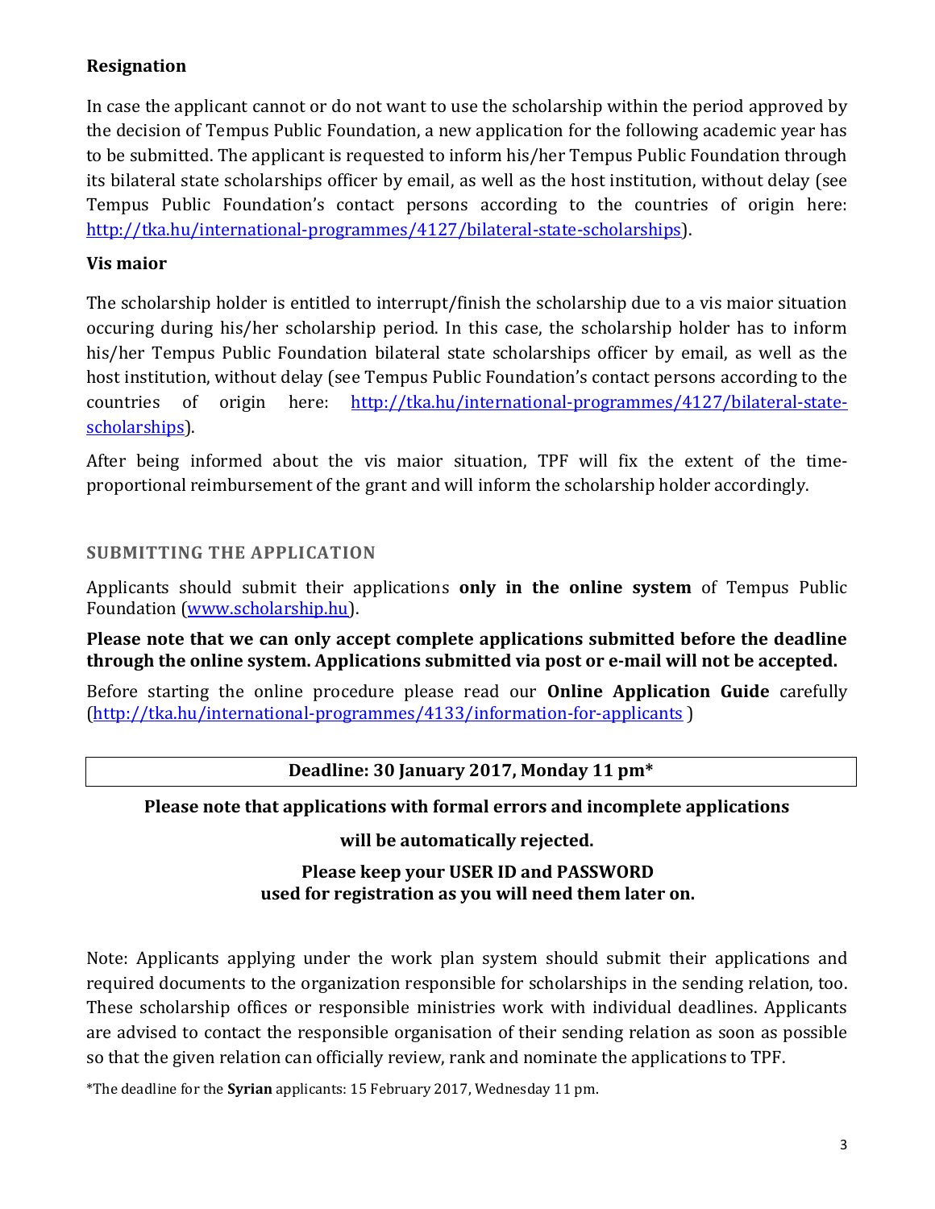### Resignation

In case the applicant cannot or do not want to use the scholarship within the period approved by the decision of Tempus Public Foundation, a new application for the following academic year has to be submitted. The applicant is requested to inform his/her Tempus Public Foundation through its bilateral state scholarships officer by email, as well as the host institution, without delay (see Tempus Public Foundation's contact persons according to the countries of origin here: http://tka.hu/international-programmes/4127/bilateral-state-scholarships).

### Vis maior

The scholarship holder is entitled to interrupt/finish the scholarship due to a vis maior situation occuring during his/her scholarship period. In this case, the scholarship holder has to inform his/her Tempus Public Foundation bilateral state scholarships officer by email, as well as the host institution, without delay (see Tempus Public Foundation's contact persons according to the countries of origin here: http://tka.hu/international-programmes/4127/bilateral-state-scholarships).

After being informed about the vis maior situation, TPF will fix the extent of the time-proportional reimbursement of the grant and will inform the scholarship holder accordingly.

## SUBMITTING THE APPLICATION

Applicants should submit their applications **only in the online system** of Tempus Public Foundation (www.scholarship.hu).

**Please note that we can only accept complete applications submitted before the deadline through the online system. Applications submitted via post or e-mail will not be accepted.**

Before starting the online procedure please read our **Online Application Guide** carefully (http://tka.hu/international-programmes/4133/information-for-applicants )

| **Deadline: 30 January 2017, Monday 11 pm*** |
|---|

**Please note that applications with formal errors and incomplete applications will be automatically rejected.**

**Please keep your USER ID and PASSWORD used for registration as you will need them later on.**

Note: Applicants applying under the work plan system should submit their applications and required documents to the organization responsible for scholarships in the sending relation, too. These scholarship offices or responsible ministries work with individual deadlines. Applicants are advised to contact the responsible organisation of their sending relation as soon as possible so that the given relation can officially review, rank and nominate the applications to TPF.

*The deadline for the **Syrian** applicants: 15 February 2017, Wednesday 11 pm.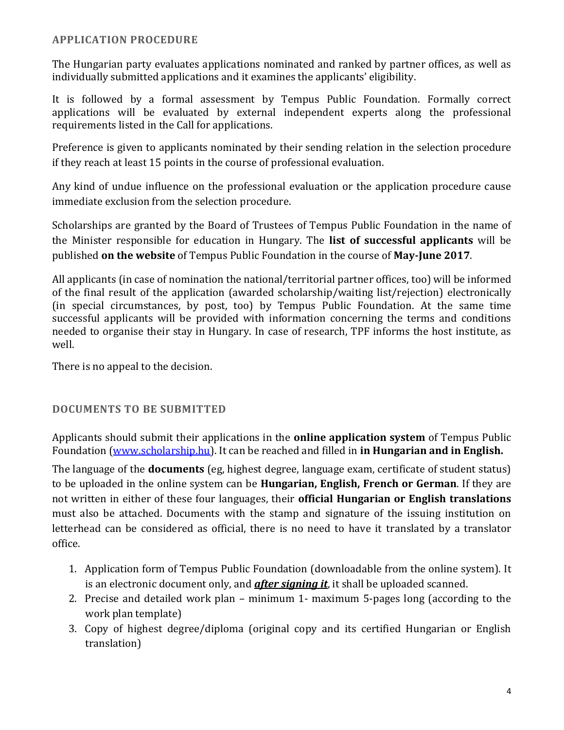## APPLICATION PROCEDURE

The Hungarian party evaluates applications nominated and ranked by partner offices, as well as individually submitted applications and it examines the applicants' eligibility.

It is followed by a formal assessment by Tempus Public Foundation. Formally correct applications will be evaluated by external independent experts along the professional requirements listed in the Call for applications.

Preference is given to applicants nominated by their sending relation in the selection procedure if they reach at least 15 points in the course of professional evaluation.

Any kind of undue influence on the professional evaluation or the application procedure cause immediate exclusion from the selection procedure.

Scholarships are granted by the Board of Trustees of Tempus Public Foundation in the name of the Minister responsible for education in Hungary. The **list of successful applicants** will be published **on the website** of Tempus Public Foundation in the course of **May-June 2017**.

All applicants (in case of nomination the national/territorial partner offices, too) will be informed of the final result of the application (awarded scholarship/waiting list/rejection) electronically (in special circumstances, by post, too) by Tempus Public Foundation. At the same time successful applicants will be provided with information concerning the terms and conditions needed to organise their stay in Hungary. In case of research, TPF informs the host institute, as well.

There is no appeal to the decision.

## DOCUMENTS TO BE SUBMITTED

Applicants should submit their applications in the **online application system** of Tempus Public Foundation ([www.scholarship.hu](www.scholarship.hu)). It can be reached and filled in **in Hungarian and in English.**

The language of the **documents** (eg, highest degree, language exam, certificate of student status) to be uploaded in the online system can be **Hungarian, English, French or German**. If they are not written in either of these four languages, their **official Hungarian or English translations** must also be attached. Documents with the stamp and signature of the issuing institution on letterhead can be considered as official, there is no need to have it translated by a translator office.

1. Application form of Tempus Public Foundation (downloadable from the online system). It is an electronic document only, and ***after signing it***, it shall be uploaded scanned.
2. Precise and detailed work plan – minimum 1- maximum 5-pages long (according to the work plan template)
3. Copy of highest degree/diploma (original copy and its certified Hungarian or English translation)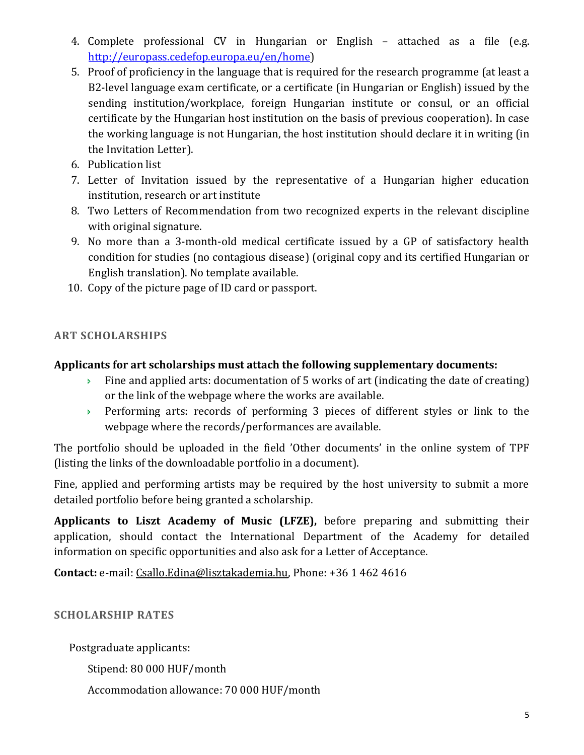4. Complete professional CV in Hungarian or English – attached as a file (e.g. http://europass.cedefop.europa.eu/en/home)
5. Proof of proficiency in the language that is required for the research programme (at least a B2-level language exam certificate, or a certificate (in Hungarian or English) issued by the sending institution/workplace, foreign Hungarian institute or consul, or an official certificate by the Hungarian host institution on the basis of previous cooperation). In case the working language is not Hungarian, the host institution should declare it in writing (in the Invitation Letter).
6. Publication list
7. Letter of Invitation issued by the representative of a Hungarian higher education institution, research or art institute
8. Two Letters of Recommendation from two recognized experts in the relevant discipline with original signature.
9. No more than a 3-month-old medical certificate issued by a GP of satisfactory health condition for studies (no contagious disease) (original copy and its certified Hungarian or English translation). No template available.
10. Copy of the picture page of ID card or passport.

## ART SCHOLARSHIPS

**Applicants for art scholarships must attach the following supplementary documents:**

- Fine and applied arts: documentation of 5 works of art (indicating the date of creating) or the link of the webpage where the works are available.
- Performing arts: records of performing 3 pieces of different styles or link to the webpage where the records/performances are available.

The portfolio should be uploaded in the field 'Other documents' in the online system of TPF (listing the links of the downloadable portfolio in a document).

Fine, applied and performing artists may be required by the host university to submit a more detailed portfolio before being granted a scholarship.

**Applicants to Liszt Academy of Music (LFZE),** before preparing and submitting their application, should contact the International Department of the Academy for detailed information on specific opportunities and also ask for a Letter of Acceptance.

**Contact:** e-mail: Csallo.Edina@lisztakademia.hu, Phone: +36 1 462 4616

## SCHOLARSHIP RATES

Postgraduate applicants:

Stipend: 80 000 HUF/month

Accommodation allowance: 70 000 HUF/month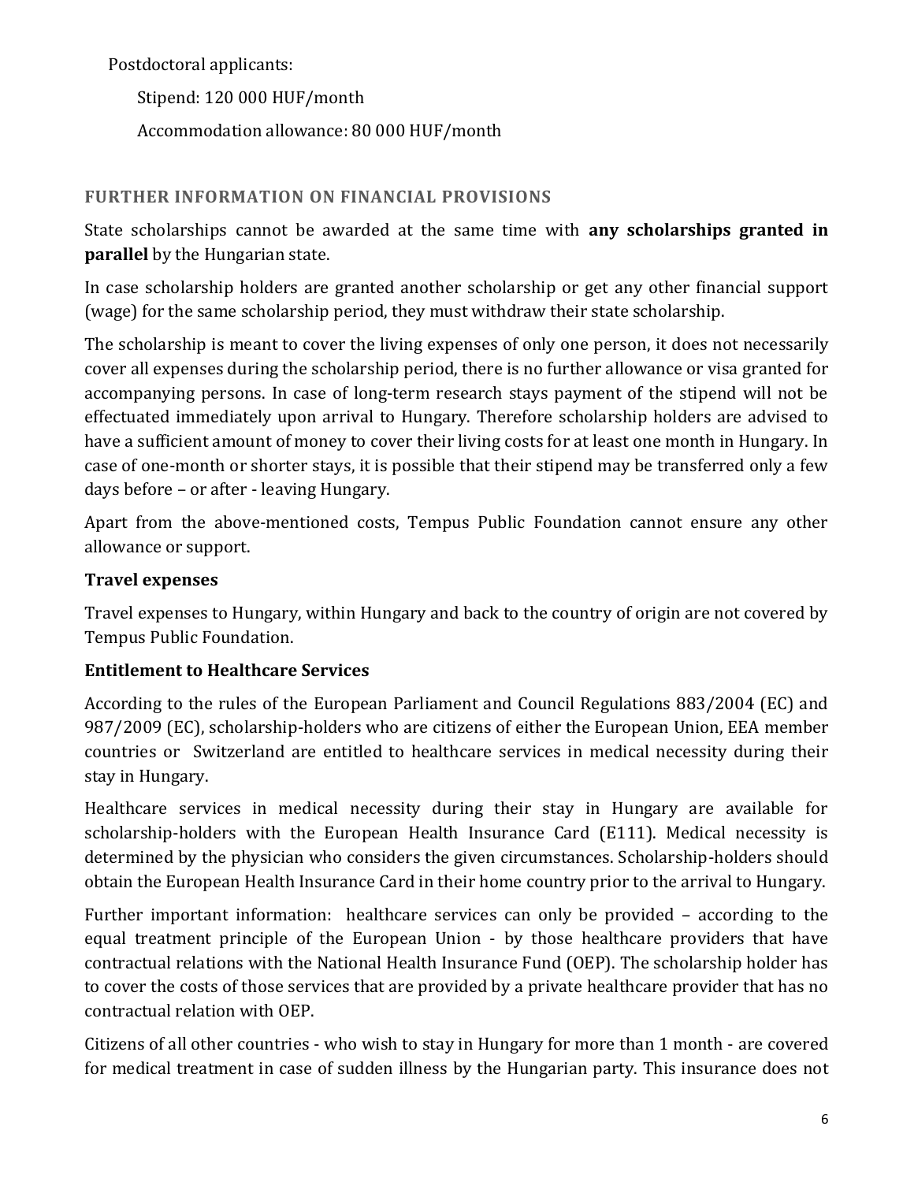Postdoctoral applicants:

Stipend: 120 000 HUF/month

Accommodation allowance: 80 000 HUF/month

## FURTHER INFORMATION ON FINANCIAL PROVISIONS

State scholarships cannot be awarded at the same time with **any scholarships granted in parallel** by the Hungarian state.

In case scholarship holders are granted another scholarship or get any other financial support (wage) for the same scholarship period, they must withdraw their state scholarship.

The scholarship is meant to cover the living expenses of only one person, it does not necessarily cover all expenses during the scholarship period, there is no further allowance or visa granted for accompanying persons. In case of long-term research stays payment of the stipend will not be effectuated immediately upon arrival to Hungary. Therefore scholarship holders are advised to have a sufficient amount of money to cover their living costs for at least one month in Hungary. In case of one-month or shorter stays, it is possible that their stipend may be transferred only a few days before – or after - leaving Hungary.

Apart from the above-mentioned costs, Tempus Public Foundation cannot ensure any other allowance or support.

### Travel expenses

Travel expenses to Hungary, within Hungary and back to the country of origin are not covered by Tempus Public Foundation.

### Entitlement to Healthcare Services

According to the rules of the European Parliament and Council Regulations 883/2004 (EC) and 987/2009 (EC), scholarship-holders who are citizens of either the European Union, EEA member countries or Switzerland are entitled to healthcare services in medical necessity during their stay in Hungary.

Healthcare services in medical necessity during their stay in Hungary are available for scholarship-holders with the European Health Insurance Card (E111). Medical necessity is determined by the physician who considers the given circumstances. Scholarship-holders should obtain the European Health Insurance Card in their home country prior to the arrival to Hungary.

Further important information: healthcare services can only be provided – according to the equal treatment principle of the European Union - by those healthcare providers that have contractual relations with the National Health Insurance Fund (OEP). The scholarship holder has to cover the costs of those services that are provided by a private healthcare provider that has no contractual relation with OEP.

Citizens of all other countries - who wish to stay in Hungary for more than 1 month - are covered for medical treatment in case of sudden illness by the Hungarian party. This insurance does not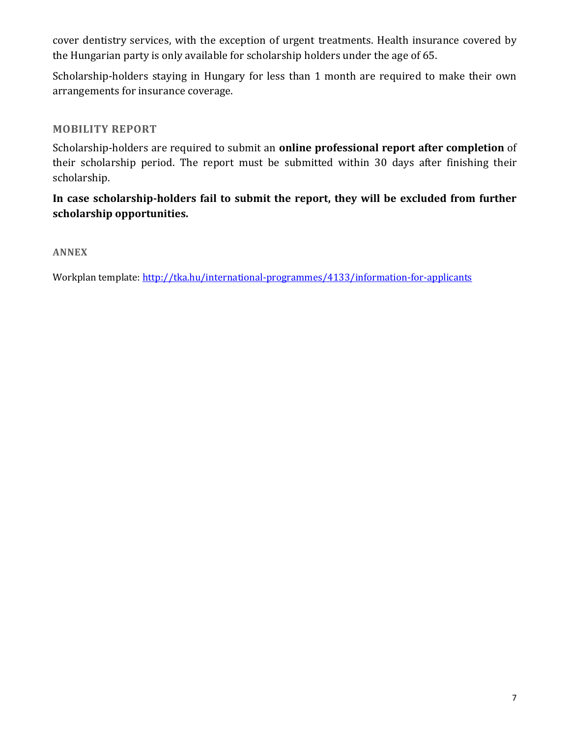cover dentistry services, with the exception of urgent treatments. Health insurance covered by the Hungarian party is only available for scholarship holders under the age of 65.

Scholarship-holders staying in Hungary for less than 1 month are required to make their own arrangements for insurance coverage.

## MOBILITY REPORT

Scholarship-holders are required to submit an **online professional report after completion** of their scholarship period. The report must be submitted within 30 days after finishing their scholarship.

**In case scholarship-holders fail to submit the report, they will be excluded from further scholarship opportunities.**

## ANNEX

Workplan template: [http://tka.hu/international-programmes/4133/information-for-applicants](http://tka.hu/international-programmes/4133/information-for-applicants)